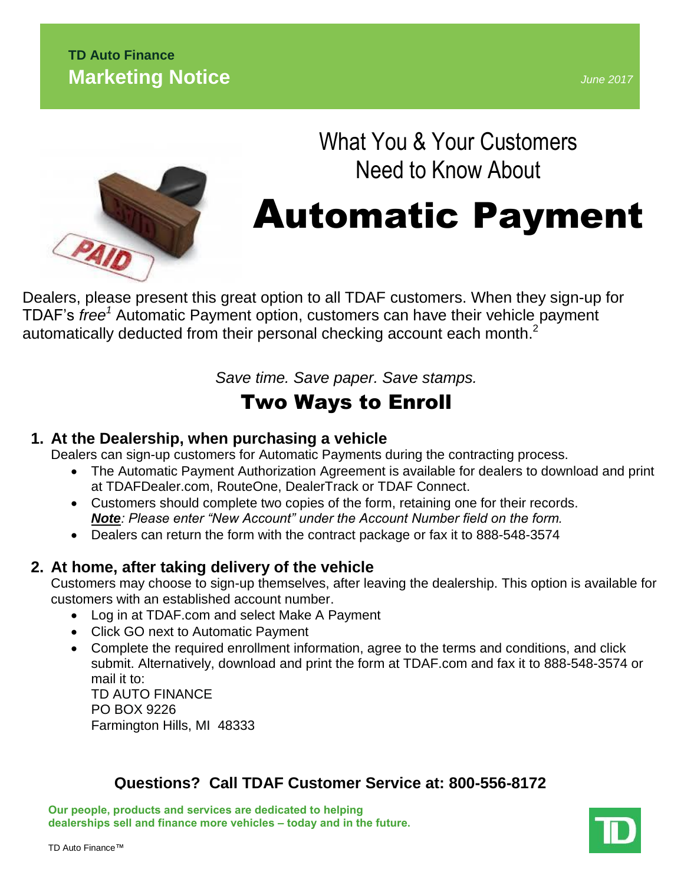**TD Auto Finance**

**Marketing Notice**

*June 2017*

# What You & Your Customers Need to Know About Automatic Payment

Dealers, please present this great option to all TDAF customers. When they sign-up for TDAF's *free*[1] Automatic Payment option, customers can have their vehicle payment automatically deducted from their personal checking account each month.[2]

*Save time. Save paper. Save stamps.*

## Two Ways to Enroll

### 1. At the Dealership, when purchasing a vehicle

Dealers can sign-up customers for Automatic Payments during the contracting process.

- The Automatic Payment Authorization Agreement is available for dealers to download and print at TDAFDealer.com, RouteOne, DealerTrack or TDAF Connect.
- Customers should complete two copies of the form, retaining one for their records. ***Note***: *Please enter "New Account" under the Account Number field on the form.*
- Dealers can return the form with the contract package or fax it to 888-548-3574

### 2. At home, after taking delivery of the vehicle

Customers may choose to sign-up themselves, after leaving the dealership. This option is available for customers with an established account number.

- Log in at TDAF.com and select Make A Payment
- Click GO next to Automatic Payment
- Complete the required enrollment information, agree to the terms and conditions, and click submit. Alternatively, download and print the form at TDAF.com and fax it to 888-548-3574 or mail it to:
  TD AUTO FINANCE
  PO BOX 9226
  Farmington Hills, MI 48333

**Questions? Call TDAF Customer Service at: 800-556-8172**

**Our people, products and services are dedicated to helping dealerships sell and finance more vehicles – today and in the future.**

TD Auto Finance™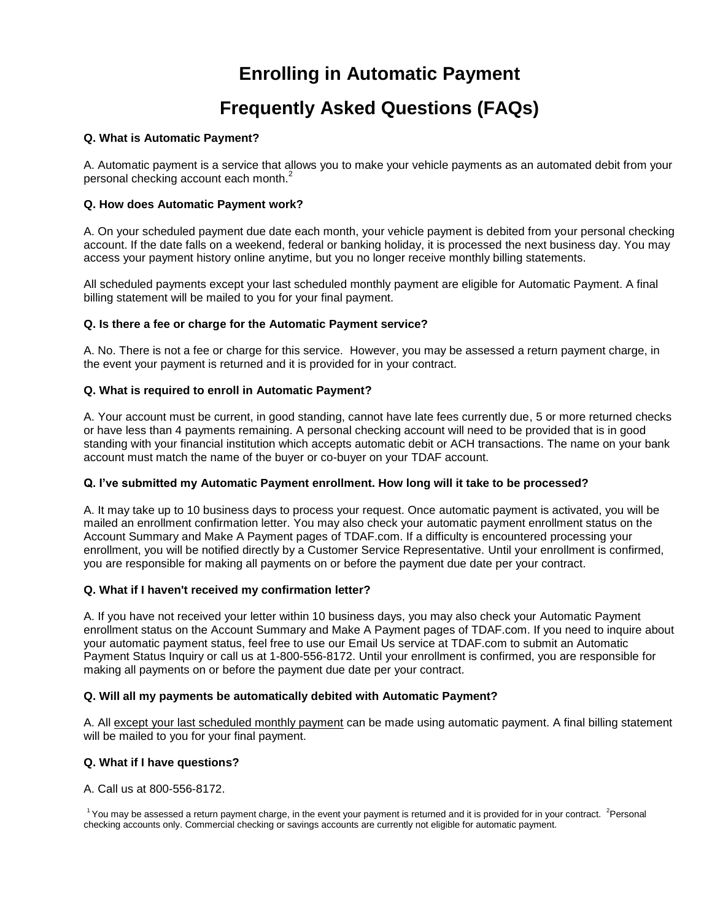# Enrolling in Automatic Payment

# Frequently Asked Questions (FAQs)

**Q. What is Automatic Payment?**

A. Automatic payment is a service that allows you to make your vehicle payments as an automated debit from your personal checking account each month.[2]

**Q. How does Automatic Payment work?**

A. On your scheduled payment due date each month, your vehicle payment is debited from your personal checking account. If the date falls on a weekend, federal or banking holiday, it is processed the next business day. You may access your payment history online anytime, but you no longer receive monthly billing statements.

All scheduled payments except your last scheduled monthly payment are eligible for Automatic Payment. A final billing statement will be mailed to you for your final payment.

**Q. Is there a fee or charge for the Automatic Payment service?**

A. No. There is not a fee or charge for this service. However, you may be assessed a return payment charge, in the event your payment is returned and it is provided for in your contract.

**Q. What is required to enroll in Automatic Payment?**

A. Your account must be current, in good standing, cannot have late fees currently due, 5 or more returned checks or have less than 4 payments remaining. A personal checking account will need to be provided that is in good standing with your financial institution which accepts automatic debit or ACH transactions. The name on your bank account must match the name of the buyer or co-buyer on your TDAF account.

**Q. I've submitted my Automatic Payment enrollment. How long will it take to be processed?**

A. It may take up to 10 business days to process your request. Once automatic payment is activated, you will be mailed an enrollment confirmation letter. You may also check your automatic payment enrollment status on the Account Summary and Make A Payment pages of TDAF.com. If a difficulty is encountered processing your enrollment, you will be notified directly by a Customer Service Representative. Until your enrollment is confirmed, you are responsible for making all payments on or before the payment due date per your contract.

**Q. What if I haven't received my confirmation letter?**

A. If you have not received your letter within 10 business days, you may also check your Automatic Payment enrollment status on the Account Summary and Make A Payment pages of TDAF.com. If you need to inquire about your automatic payment status, feel free to use our Email Us service at TDAF.com to submit an Automatic Payment Status Inquiry or call us at 1-800-556-8172. Until your enrollment is confirmed, you are responsible for making all payments on or before the payment due date per your contract.

**Q. Will all my payments be automatically debited with Automatic Payment?**

A. All except your last scheduled monthly payment can be made using automatic payment. A final billing statement will be mailed to you for your final payment.

**Q. What if I have questions?**

A. Call us at 800-556-8172.

[1] You may be assessed a return payment charge, in the event your payment is returned and it is provided for in your contract. [2] Personal checking accounts only. Commercial checking or savings accounts are currently not eligible for automatic payment.